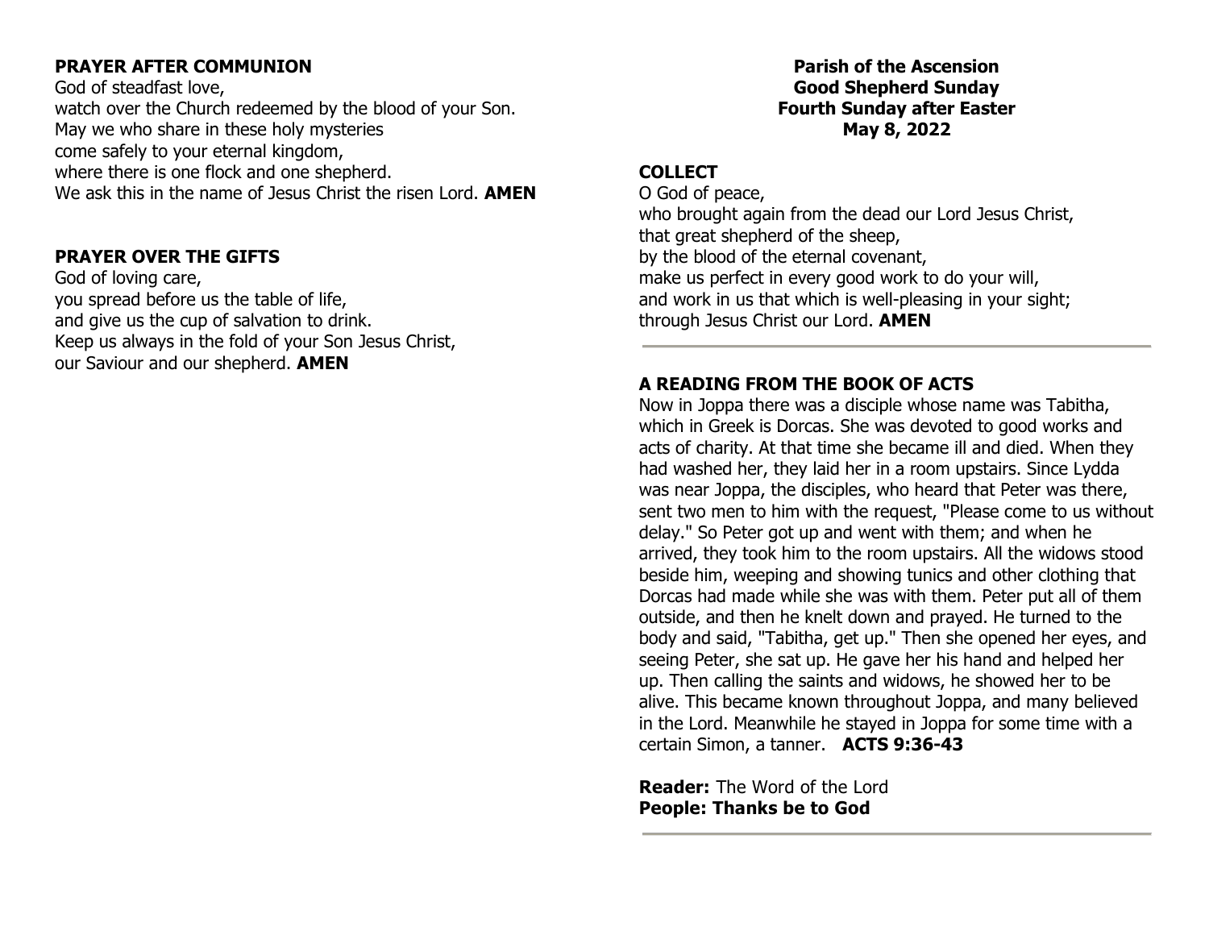## PRAYER AFTER COMMUNION

God of steadfast love,
watch over the Church redeemed by the blood of your Son.
May we who share in these holy mysteries
come safely to your eternal kingdom,
where there is one flock and one shepherd.
We ask this in the name of Jesus Christ the risen Lord. **AMEN**

## PRAYER OVER THE GIFTS

God of loving care,
you spread before us the table of life,
and give us the cup of salvation to drink.
Keep us always in the fold of your Son Jesus Christ,
our Saviour and our shepherd. **AMEN**

# Parish of the Ascension
# Good Shepherd Sunday
# Fourth Sunday after Easter
# May 8, 2022

## COLLECT

O God of peace,
who brought again from the dead our Lord Jesus Christ,
that great shepherd of the sheep,
by the blood of the eternal covenant,
make us perfect in every good work to do your will,
and work in us that which is well-pleasing in your sight;
through Jesus Christ our Lord. **AMEN**

---

## A READING FROM THE BOOK OF ACTS

Now in Joppa there was a disciple whose name was Tabitha, which in Greek is Dorcas. She was devoted to good works and acts of charity. At that time she became ill and died. When they had washed her, they laid her in a room upstairs. Since Lydda was near Joppa, the disciples, who heard that Peter was there, sent two men to him with the request, "Please come to us without delay." So Peter got up and went with them; and when he arrived, they took him to the room upstairs. All the widows stood beside him, weeping and showing tunics and other clothing that Dorcas had made while she was with them. Peter put all of them outside, and then he knelt down and prayed. He turned to the body and said, "Tabitha, get up." Then she opened her eyes, and seeing Peter, she sat up. He gave her his hand and helped her up. Then calling the saints and widows, he showed her to be alive. This became known throughout Joppa, and many believed in the Lord. Meanwhile he stayed in Joppa for some time with a certain Simon, a tanner. **ACTS 9:36-43**

**Reader:** The Word of the Lord
**People: Thanks be to God**

---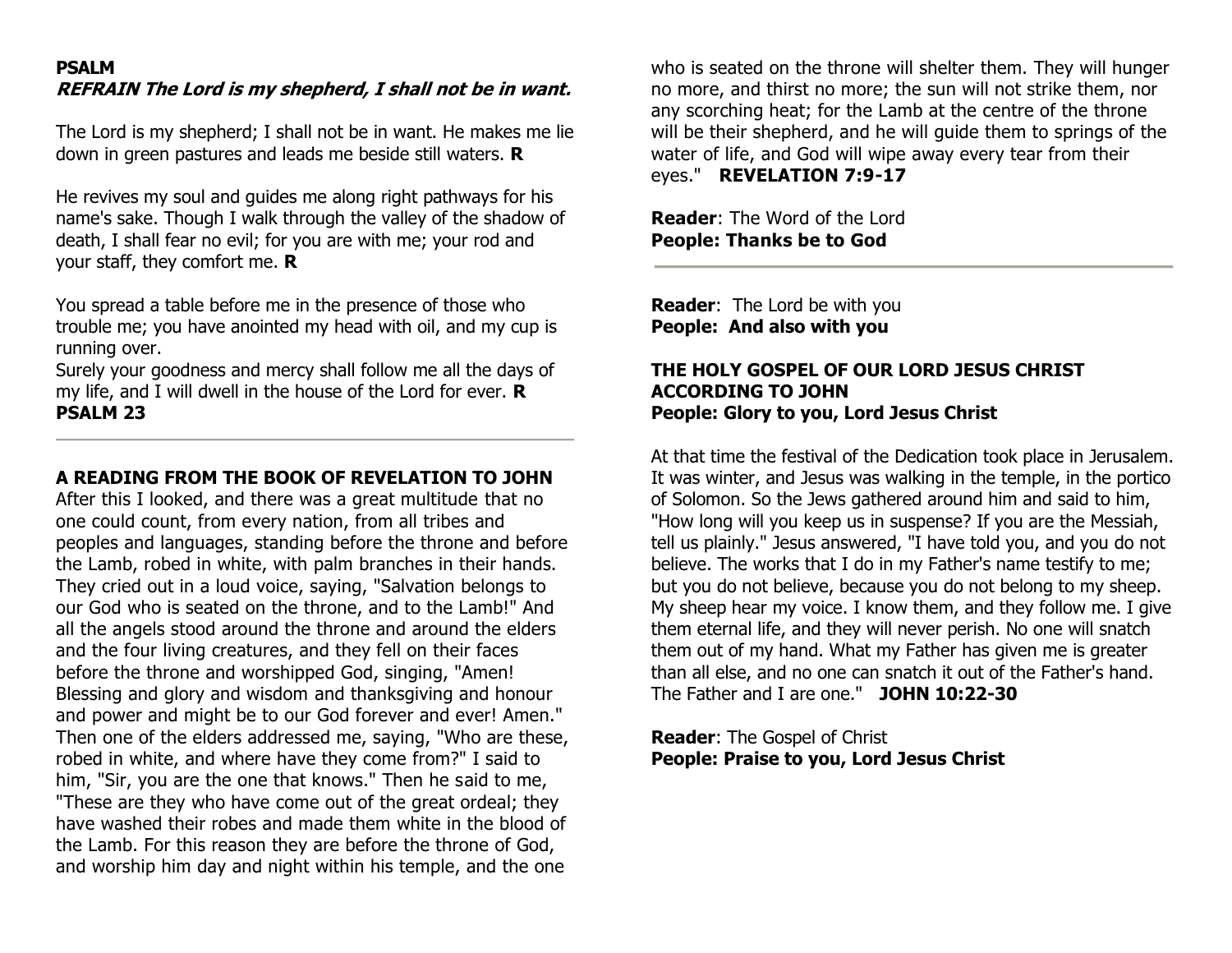**PSALM**
***REFRAIN The Lord is my shepherd, I shall not be in want.***

The Lord is my shepherd; I shall not be in want. He makes me lie down in green pastures and leads me beside still waters. **R**

He revives my soul and guides me along right pathways for his name's sake. Though I walk through the valley of the shadow of death, I shall fear no evil; for you are with me; your rod and your staff, they comfort me. **R**

You spread a table before me in the presence of those who trouble me; you have anointed my head with oil, and my cup is running over.
Surely your goodness and mercy shall follow me all the days of my life, and I will dwell in the house of the Lord for ever. **R**
**PSALM 23**

---

**A READING FROM THE BOOK OF REVELATION TO JOHN**
After this I looked, and there was a great multitude that no one could count, from every nation, from all tribes and peoples and languages, standing before the throne and before the Lamb, robed in white, with palm branches in their hands. They cried out in a loud voice, saying, "Salvation belongs to our God who is seated on the throne, and to the Lamb!" And all the angels stood around the throne and around the elders and the four living creatures, and they fell on their faces before the throne and worshipped God, singing, "Amen! Blessing and glory and wisdom and thanksgiving and honour and power and might be to our God forever and ever! Amen." Then one of the elders addressed me, saying, "Who are these, robed in white, and where have they come from?" I said to him, "Sir, you are the one that knows." Then he said to me, "These are they who have come out of the great ordeal; they have washed their robes and made them white in the blood of the Lamb. For this reason they are before the throne of God, and worship him day and night within his temple, and the one who is seated on the throne will shelter them. They will hunger no more, and thirst no more; the sun will not strike them, nor any scorching heat; for the Lamb at the centre of the throne will be their shepherd, and he will guide them to springs of the water of life, and God will wipe away every tear from their eyes." **REVELATION 7:9-17**

**Reader**: The Word of the Lord
**People: Thanks be to God**

---

**Reader**: The Lord be with you
**People: And also with you**

**THE HOLY GOSPEL OF OUR LORD JESUS CHRIST ACCORDING TO JOHN**
**People: Glory to you, Lord Jesus Christ**

At that time the festival of the Dedication took place in Jerusalem. It was winter, and Jesus was walking in the temple, in the portico of Solomon. So the Jews gathered around him and said to him, "How long will you keep us in suspense? If you are the Messiah, tell us plainly." Jesus answered, "I have told you, and you do not believe. The works that I do in my Father's name testify to me; but you do not believe, because you do not belong to my sheep. My sheep hear my voice. I know them, and they follow me. I give them eternal life, and they will never perish. No one will snatch them out of my hand. What my Father has given me is greater than all else, and no one can snatch it out of the Father's hand. The Father and I are one." **JOHN 10:22-30**

**Reader**: The Gospel of Christ
**People: Praise to you, Lord Jesus Christ**